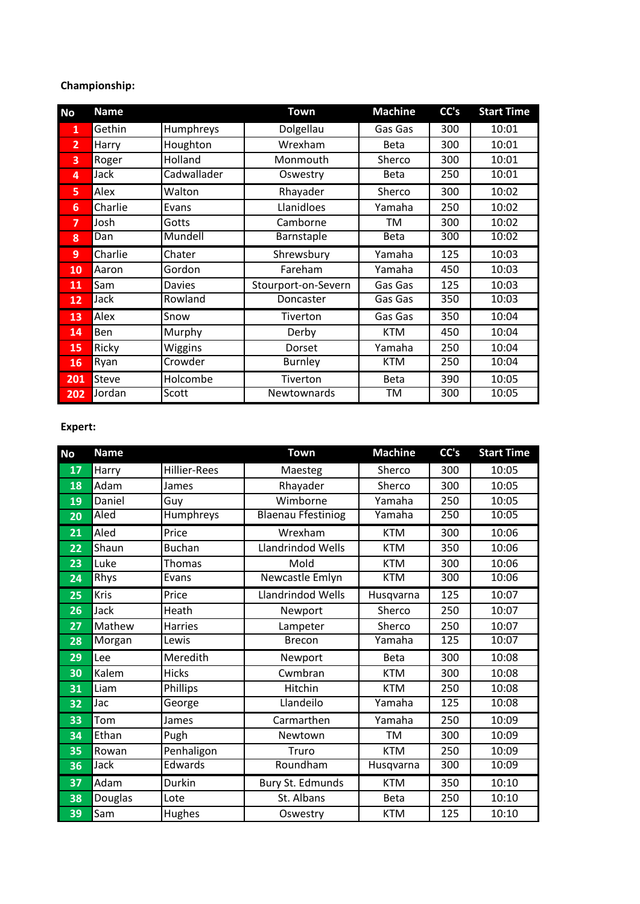**Championship:**

| No | Name | | Town | Machine | CC's | Start Time |
|---|---|---|---|---|---|---|
| 1 | Gethin | Humphreys | Dolgellau | Gas Gas | 300 | 10:01 |
| 2 | Harry | Houghton | Wrexham | Beta | 300 | 10:01 |
| 3 | Roger | Holland | Monmouth | Sherco | 300 | 10:01 |
| 4 | Jack | Cadwallader | Oswestry | Beta | 250 | 10:01 |
| 5 | Alex | Walton | Rhayader | Sherco | 300 | 10:02 |
| 6 | Charlie | Evans | Llanidloes | Yamaha | 250 | 10:02 |
| 7 | Josh | Gotts | Camborne | TM | 300 | 10:02 |
| 8 | Dan | Mundell | Barnstaple | Beta | 300 | 10:02 |
| 9 | Charlie | Chater | Shrewsbury | Yamaha | 125 | 10:03 |
| 10 | Aaron | Gordon | Fareham | Yamaha | 450 | 10:03 |
| 11 | Sam | Davies | Stourport-on-Severn | Gas Gas | 125 | 10:03 |
| 12 | Jack | Rowland | Doncaster | Gas Gas | 350 | 10:03 |
| 13 | Alex | Snow | Tiverton | Gas Gas | 350 | 10:04 |
| 14 | Ben | Murphy | Derby | KTM | 450 | 10:04 |
| 15 | Ricky | Wiggins | Dorset | Yamaha | 250 | 10:04 |
| 16 | Ryan | Crowder | Burnley | KTM | 250 | 10:04 |
| 201 | Steve | Holcombe | Tiverton | Beta | 390 | 10:05 |
| 202 | Jordan | Scott | Newtownards | TM | 300 | 10:05 |

**Expert:**

| No | Name | | Town | Machine | CC's | Start Time |
|---|---|---|---|---|---|---|
| 17 | Harry | Hillier-Rees | Maesteg | Sherco | 300 | 10:05 |
| 18 | Adam | James | Rhayader | Sherco | 300 | 10:05 |
| 19 | Daniel | Guy | Wimborne | Yamaha | 250 | 10:05 |
| 20 | Aled | Humphreys | Blaenau Ffestiniog | Yamaha | 250 | 10:05 |
| 21 | Aled | Price | Wrexham | KTM | 300 | 10:06 |
| 22 | Shaun | Buchan | Llandrindod Wells | KTM | 350 | 10:06 |
| 23 | Luke | Thomas | Mold | KTM | 300 | 10:06 |
| 24 | Rhys | Evans | Newcastle Emlyn | KTM | 300 | 10:06 |
| 25 | Kris | Price | Llandrindod Wells | Husqvarna | 125 | 10:07 |
| 26 | Jack | Heath | Newport | Sherco | 250 | 10:07 |
| 27 | Mathew | Harries | Lampeter | Sherco | 250 | 10:07 |
| 28 | Morgan | Lewis | Brecon | Yamaha | 125 | 10:07 |
| 29 | Lee | Meredith | Newport | Beta | 300 | 10:08 |
| 30 | Kalem | Hicks | Cwmbran | KTM | 300 | 10:08 |
| 31 | Liam | Phillips | Hitchin | KTM | 250 | 10:08 |
| 32 | Jac | George | Llandeilo | Yamaha | 125 | 10:08 |
| 33 | Tom | James | Carmarthen | Yamaha | 250 | 10:09 |
| 34 | Ethan | Pugh | Newtown | TM | 300 | 10:09 |
| 35 | Rowan | Penhaligon | Truro | KTM | 250 | 10:09 |
| 36 | Jack | Edwards | Roundham | Husqvarna | 300 | 10:09 |
| 37 | Adam | Durkin | Bury St. Edmunds | KTM | 350 | 10:10 |
| 38 | Douglas | Lote | St. Albans | Beta | 250 | 10:10 |
| 39 | Sam | Hughes | Oswestry | KTM | 125 | 10:10 |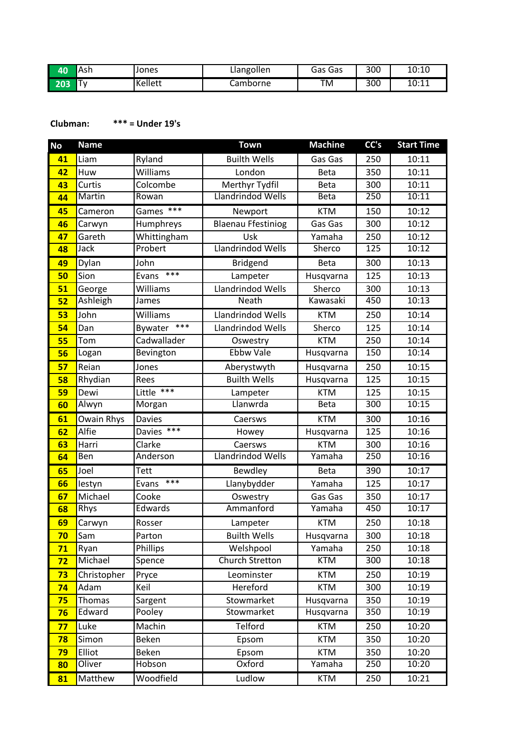| No | Name | | Town | Machine | CC's | Start Time |
|---|---|---|---|---|---|---|
| 40 | Ash | Jones | Llangollen | Gas Gas | 300 | 10:10 |
| 203 | Ty | Kellett | Camborne | TM | 300 | 10:11 |

**Clubman:** ***\*\*\* = Under 19's***

| No | Name | | Town | Machine | CC's | Start Time |
|---|---|---|---|---|---|---|
| 41 | Liam | Ryland | Builth Wells | Gas Gas | 250 | 10:11 |
| 42 | Huw | Williams | London | Beta | 350 | 10:11 |
| 43 | Curtis | Colcombe | Merthyr Tydfil | Beta | 300 | 10:11 |
| 44 | Martin | Rowan | Llandrindod Wells | Beta | 250 | 10:11 |
| 45 | Cameron | Games *** | Newport | KTM | 150 | 10:12 |
| 46 | Carwyn | Humphreys | Blaenau Ffestiniog | Gas Gas | 300 | 10:12 |
| 47 | Gareth | Whittingham | Usk | Yamaha | 250 | 10:12 |
| 48 | Jack | Probert | Llandrindod Wells | Sherco | 125 | 10:12 |
| 49 | Dylan | John | Bridgend | Beta | 300 | 10:13 |
| 50 | Sion | Evans *** | Lampeter | Husqvarna | 125 | 10:13 |
| 51 | George | Williams | Llandrindod Wells | Sherco | 300 | 10:13 |
| 52 | Ashleigh | James | Neath | Kawasaki | 450 | 10:13 |
| 53 | John | Williams | Llandrindod Wells | KTM | 250 | 10:14 |
| 54 | Dan | Bywater *** | Llandrindod Wells | Sherco | 125 | 10:14 |
| 55 | Tom | Cadwallader | Oswestry | KTM | 250 | 10:14 |
| 56 | Logan | Bevington | Ebbw Vale | Husqvarna | 150 | 10:14 |
| 57 | Reian | Jones | Aberystwyth | Husqvarna | 250 | 10:15 |
| 58 | Rhydian | Rees | Builth Wells | Husqvarna | 125 | 10:15 |
| 59 | Dewi | Little *** | Lampeter | KTM | 125 | 10:15 |
| 60 | Alwyn | Morgan | Llanwrda | Beta | 300 | 10:15 |
| 61 | Owain Rhys | Davies | Caersws | KTM | 300 | 10:16 |
| 62 | Alfie | Davies *** | Howey | Husqvarna | 125 | 10:16 |
| 63 | Harri | Clarke | Caersws | KTM | 300 | 10:16 |
| 64 | Ben | Anderson | Llandrindod Wells | Yamaha | 250 | 10:16 |
| 65 | Joel | Tett | Bewdley | Beta | 390 | 10:17 |
| 66 | Iestyn | Evans *** | Llanybydder | Yamaha | 125 | 10:17 |
| 67 | Michael | Cooke | Oswestry | Gas Gas | 350 | 10:17 |
| 68 | Rhys | Edwards | Ammanford | Yamaha | 450 | 10:17 |
| 69 | Carwyn | Rosser | Lampeter | KTM | 250 | 10:18 |
| 70 | Sam | Parton | Builth Wells | Husqvarna | 300 | 10:18 |
| 71 | Ryan | Phillips | Welshpool | Yamaha | 250 | 10:18 |
| 72 | Michael | Spence | Church Stretton | KTM | 300 | 10:18 |
| 73 | Christopher | Pryce | Leominster | KTM | 250 | 10:19 |
| 74 | Adam | Keil | Hereford | KTM | 300 | 10:19 |
| 75 | Thomas | Sargent | Stowmarket | Husqvarna | 350 | 10:19 |
| 76 | Edward | Pooley | Stowmarket | Husqvarna | 350 | 10:19 |
| 77 | Luke | Machin | Telford | KTM | 250 | 10:20 |
| 78 | Simon | Beken | Epsom | KTM | 350 | 10:20 |
| 79 | Elliot | Beken | Epsom | KTM | 350 | 10:20 |
| 80 | Oliver | Hobson | Oxford | Yamaha | 250 | 10:20 |
| 81 | Matthew | Woodfield | Ludlow | KTM | 250 | 10:21 |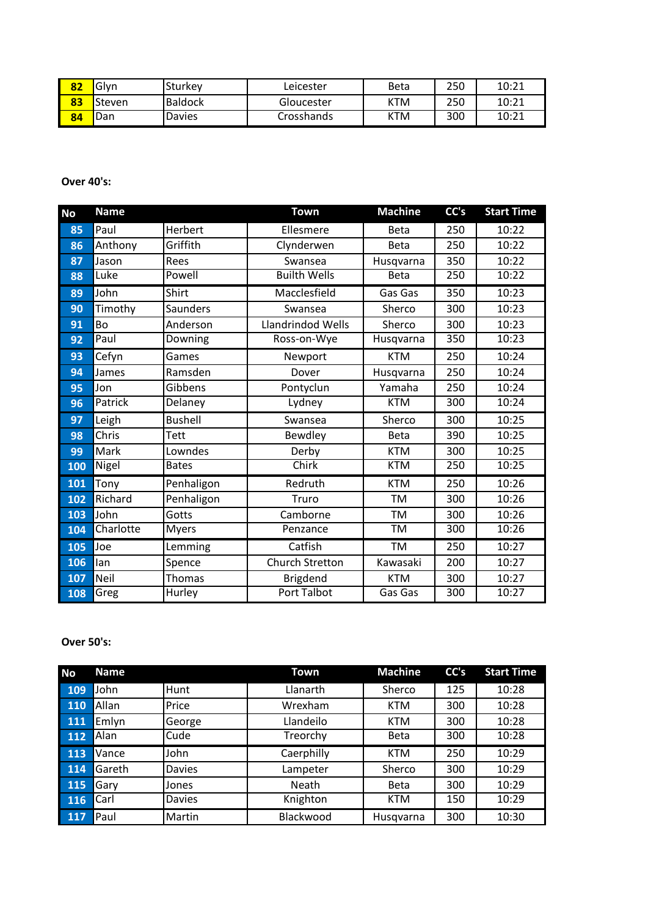| No | Name | | Town | Machine | CC's | Start Time |
|---|---|---|---|---|---|---|
| 82 | Glyn | Sturkey | Leicester | Beta | 250 | 10:21 |
| 83 | Steven | Baldock | Gloucester | KTM | 250 | 10:21 |
| 84 | Dan | Davies | Crosshands | KTM | 300 | 10:21 |

**Over 40's:**

| No | Name | | Town | Machine | CC's | Start Time |
|---|---|---|---|---|---|---|
| 85 | Paul | Herbert | Ellesmere | Beta | 250 | 10:22 |
| 86 | Anthony | Griffith | Clynderwen | Beta | 250 | 10:22 |
| 87 | Jason | Rees | Swansea | Husqvarna | 350 | 10:22 |
| 88 | Luke | Powell | Builth Wells | Beta | 250 | 10:22 |
| 89 | John | Shirt | Macclesfield | Gas Gas | 350 | 10:23 |
| 90 | Timothy | Saunders | Swansea | Sherco | 300 | 10:23 |
| 91 | Bo | Anderson | Llandrindod Wells | Sherco | 300 | 10:23 |
| 92 | Paul | Downing | Ross-on-Wye | Husqvarna | 350 | 10:23 |
| 93 | Cefyn | Games | Newport | KTM | 250 | 10:24 |
| 94 | James | Ramsden | Dover | Husqvarna | 250 | 10:24 |
| 95 | Jon | Gibbens | Pontyclun | Yamaha | 250 | 10:24 |
| 96 | Patrick | Delaney | Lydney | KTM | 300 | 10:24 |
| 97 | Leigh | Bushell | Swansea | Sherco | 300 | 10:25 |
| 98 | Chris | Tett | Bewdley | Beta | 390 | 10:25 |
| 99 | Mark | Lowndes | Derby | KTM | 300 | 10:25 |
| 100 | Nigel | Bates | Chirk | KTM | 250 | 10:25 |
| 101 | Tony | Penhaligon | Redruth | KTM | 250 | 10:26 |
| 102 | Richard | Penhaligon | Truro | TM | 300 | 10:26 |
| 103 | John | Gotts | Camborne | TM | 300 | 10:26 |
| 104 | Charlotte | Myers | Penzance | TM | 300 | 10:26 |
| 105 | Joe | Lemming | Catfish | TM | 250 | 10:27 |
| 106 | Ian | Spence | Church Stretton | Kawasaki | 200 | 10:27 |
| 107 | Neil | Thomas | Brigdend | KTM | 300 | 10:27 |
| 108 | Greg | Hurley | Port Talbot | Gas Gas | 300 | 10:27 |

**Over 50's:**

| No | Name | | Town | Machine | CC's | Start Time |
|---|---|---|---|---|---|---|
| 109 | John | Hunt | Llanarth | Sherco | 125 | 10:28 |
| 110 | Allan | Price | Wrexham | KTM | 300 | 10:28 |
| 111 | Emlyn | George | Llandeilo | KTM | 300 | 10:28 |
| 112 | Alan | Cude | Treorchy | Beta | 300 | 10:28 |
| 113 | Vance | John | Caerphilly | KTM | 250 | 10:29 |
| 114 | Gareth | Davies | Lampeter | Sherco | 300 | 10:29 |
| 115 | Gary | Jones | Neath | Beta | 300 | 10:29 |
| 116 | Carl | Davies | Knighton | KTM | 150 | 10:29 |
| 117 | Paul | Martin | Blackwood | Husqvarna | 300 | 10:30 |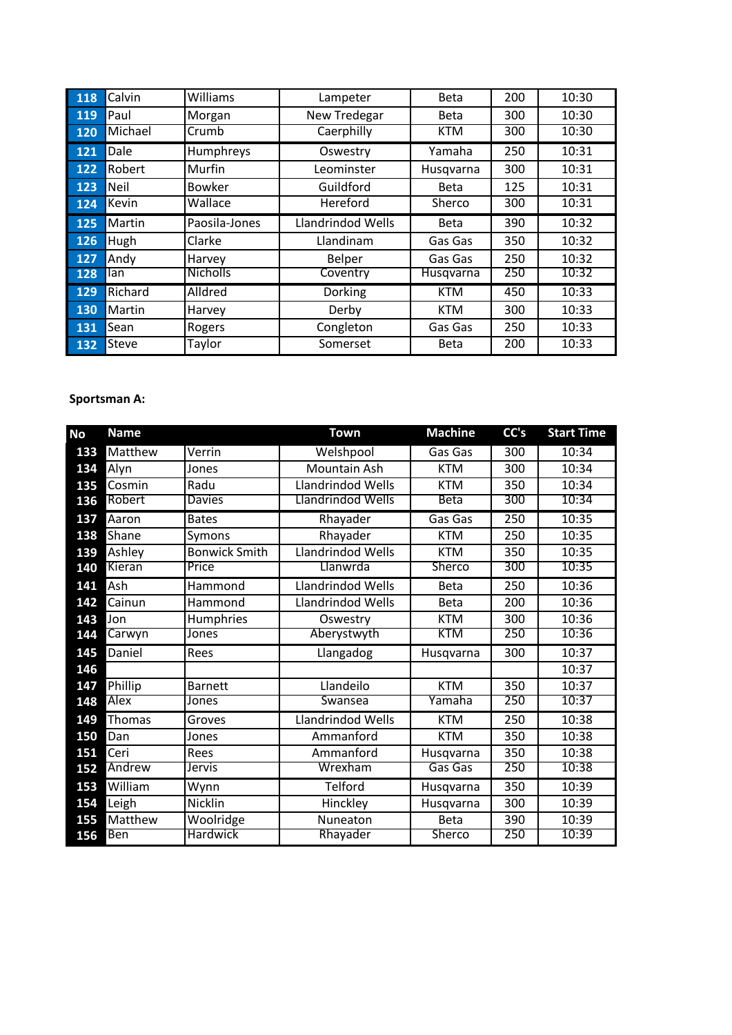| No | Name | | Town | Machine | CC's | Start Time |
|---|---|---|---|---|---|---|
| 118 | Calvin | Williams | Lampeter | Beta | 200 | 10:30 |
| 119 | Paul | Morgan | New Tredegar | Beta | 300 | 10:30 |
| 120 | Michael | Crumb | Caerphilly | KTM | 300 | 10:30 |
| 121 | Dale | Humphreys | Oswestry | Yamaha | 250 | 10:31 |
| 122 | Robert | Murfin | Leominster | Husqvarna | 300 | 10:31 |
| 123 | Neil | Bowker | Guildford | Beta | 125 | 10:31 |
| 124 | Kevin | Wallace | Hereford | Sherco | 300 | 10:31 |
| 125 | Martin | Paosila-Jones | Llandrindod Wells | Beta | 390 | 10:32 |
| 126 | Hugh | Clarke | Llandinam | Gas Gas | 350 | 10:32 |
| 127 | Andy | Harvey | Belper | Gas Gas | 250 | 10:32 |
| 128 | Ian | Nicholls | Coventry | Husqvarna | 250 | 10:32 |
| 129 | Richard | Alldred | Dorking | KTM | 450 | 10:33 |
| 130 | Martin | Harvey | Derby | KTM | 300 | 10:33 |
| 131 | Sean | Rogers | Congleton | Gas Gas | 250 | 10:33 |
| 132 | Steve | Taylor | Somerset | Beta | 200 | 10:33 |

**Sportsman A:**

| No | Name | | Town | Machine | CC's | Start Time |
|---|---|---|---|---|---|---|
| 133 | Matthew | Verrin | Welshpool | Gas Gas | 300 | 10:34 |
| 134 | Alyn | Jones | Mountain Ash | KTM | 300 | 10:34 |
| 135 | Cosmin | Radu | Llandrindod Wells | KTM | 350 | 10:34 |
| 136 | Robert | Davies | Llandrindod Wells | Beta | 300 | 10:34 |
| 137 | Aaron | Bates | Rhayader | Gas Gas | 250 | 10:35 |
| 138 | Shane | Symons | Rhayader | KTM | 250 | 10:35 |
| 139 | Ashley | Bonwick Smith | Llandrindod Wells | KTM | 350 | 10:35 |
| 140 | Kieran | Price | Llanwrda | Sherco | 300 | 10:35 |
| 141 | Ash | Hammond | Llandrindod Wells | Beta | 250 | 10:36 |
| 142 | Cainun | Hammond | Llandrindod Wells | Beta | 200 | 10:36 |
| 143 | Jon | Humphries | Oswestry | KTM | 300 | 10:36 |
| 144 | Carwyn | Jones | Aberystwyth | KTM | 250 | 10:36 |
| 145 | Daniel | Rees | Llangadog | Husqvarna | 300 | 10:37 |
| 146 | | | | | | 10:37 |
| 147 | Phillip | Barnett | Llandeilo | KTM | 350 | 10:37 |
| 148 | Alex | Jones | Swansea | Yamaha | 250 | 10:37 |
| 149 | Thomas | Groves | Llandrindod Wells | KTM | 250 | 10:38 |
| 150 | Dan | Jones | Ammanford | KTM | 350 | 10:38 |
| 151 | Ceri | Rees | Ammanford | Husqvarna | 350 | 10:38 |
| 152 | Andrew | Jervis | Wrexham | Gas Gas | 250 | 10:38 |
| 153 | William | Wynn | Telford | Husqvarna | 350 | 10:39 |
| 154 | Leigh | Nicklin | Hinckley | Husqvarna | 300 | 10:39 |
| 155 | Matthew | Woolridge | Nuneaton | Beta | 390 | 10:39 |
| 156 | Ben | Hardwick | Rhayader | Sherco | 250 | 10:39 |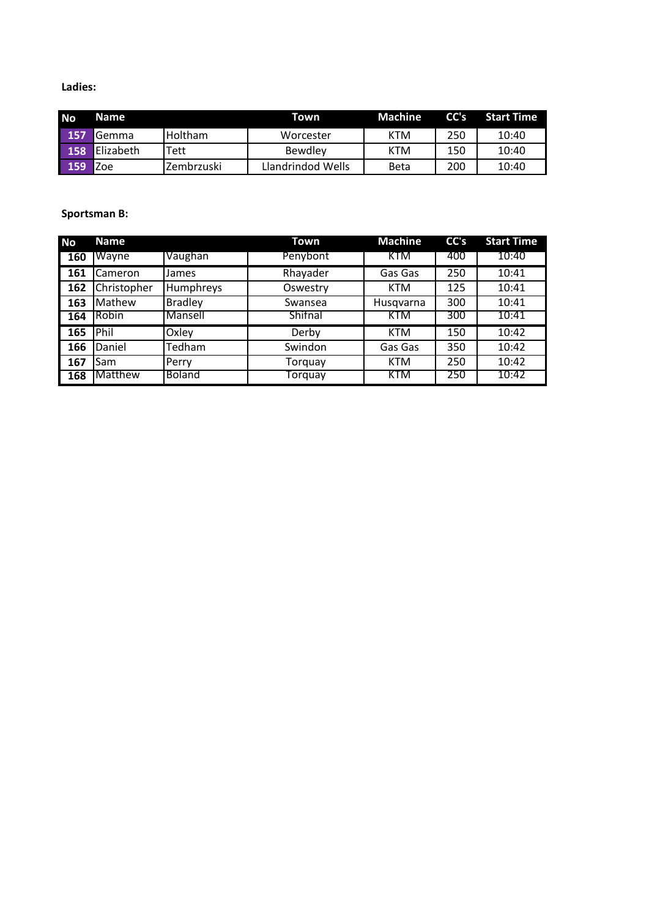**Ladies:**

| No | Name | | Town | Machine | CC's | Start Time |
|---|---|---|---|---|---|---|
| 157 | Gemma | Holtham | Worcester | KTM | 250 | 10:40 |
| 158 | Elizabeth | Tett | Bewdley | KTM | 150 | 10:40 |
| 159 | Zoe | Zembrzuski | Llandrindod Wells | Beta | 200 | 10:40 |

**Sportsman B:**

| No | Name | | Town | Machine | CC's | Start Time |
|---|---|---|---|---|---|---|
| 160 | Wayne | Vaughan | Penybont | KTM | 400 | 10:40 |
| 161 | Cameron | James | Rhayader | Gas Gas | 250 | 10:41 |
| 162 | Christopher | Humphreys | Oswestry | KTM | 125 | 10:41 |
| 163 | Mathew | Bradley | Swansea | Husqvarna | 300 | 10:41 |
| 164 | Robin | Mansell | Shifnal | KTM | 300 | 10:41 |
| 165 | Phil | Oxley | Derby | KTM | 150 | 10:42 |
| 166 | Daniel | Tedham | Swindon | Gas Gas | 350 | 10:42 |
| 167 | Sam | Perry | Torquay | KTM | 250 | 10:42 |
| 168 | Matthew | Boland | Torquay | KTM | 250 | 10:42 |